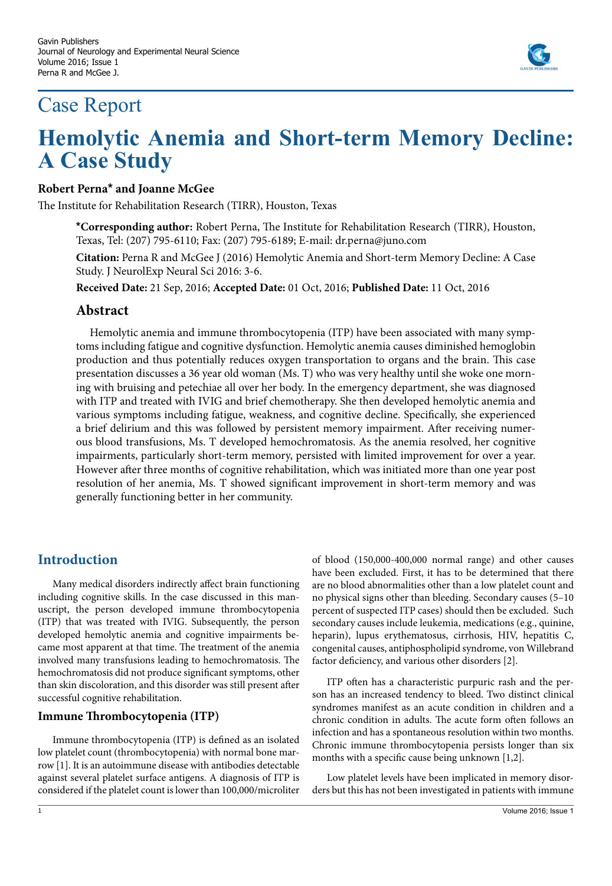Case Report

# Hemolytic Anemia and Short-term Memory Decline: A Case Study

**Robert Perna* and Joanne McGee**

The Institute for Rehabilitation Research (TIRR), Houston, Texas

***Corresponding author:** Robert Perna, The Institute for Rehabilitation Research (TIRR), Houston, Texas, Tel: (207) 795-6110; Fax: (207) 795-6189; E-mail: dr.perna@juno.com

**Citation:** Perna R and McGee J (2016) Hemolytic Anemia and Short-term Memory Decline: A Case Study. J NeurolExp Neural Sci 2016: 3-6.

**Received Date:** 21 Sep, 2016; **Accepted Date:** 01 Oct, 2016; **Published Date:** 11 Oct, 2016

## Abstract

Hemolytic anemia and immune thrombocytopenia (ITP) have been associated with many symptoms including fatigue and cognitive dysfunction. Hemolytic anemia causes diminished hemoglobin production and thus potentially reduces oxygen transportation to organs and the brain. This case presentation discusses a 36 year old woman (Ms. T) who was very healthy until she woke one morning with bruising and petechiae all over her body. In the emergency department, she was diagnosed with ITP and treated with IVIG and brief chemotherapy. She then developed hemolytic anemia and various symptoms including fatigue, weakness, and cognitive decline. Specifically, she experienced a brief delirium and this was followed by persistent memory impairment. After receiving numerous blood transfusions, Ms. T developed hemochromatosis. As the anemia resolved, her cognitive impairments, particularly short-term memory, persisted with limited improvement for over a year. However after three months of cognitive rehabilitation, which was initiated more than one year post resolution of her anemia, Ms. T showed significant improvement in short-term memory and was generally functioning better in her community.

## Introduction

Many medical disorders indirectly affect brain functioning including cognitive skills. In the case discussed in this manuscript, the person developed immune thrombocytopenia (ITP) that was treated with IVIG. Subsequently, the person developed hemolytic anemia and cognitive impairments became most apparent at that time. The treatment of the anemia involved many transfusions leading to hemochromatosis. The hemochromatosis did not produce significant symptoms, other than skin discoloration, and this disorder was still present after successful cognitive rehabilitation.

### Immune Thrombocytopenia (ITP)

Immune thrombocytopenia (ITP) is defined as an isolated low platelet count (thrombocytopenia) with normal bone marrow [1]. It is an autoimmune disease with antibodies detectable against several platelet surface antigens. A diagnosis of ITP is considered if the platelet count is lower than 100,000/microliter of blood (150,000-400,000 normal range) and other causes have been excluded. First, it has to be determined that there are no blood abnormalities other than a low platelet count and no physical signs other than bleeding. Secondary causes (5–10 percent of suspected ITP cases) should then be excluded. Such secondary causes include leukemia, medications (e.g., quinine, heparin), lupus erythematosus, cirrhosis, HIV, hepatitis C, congenital causes, antiphospholipid syndrome, von Willebrand factor deficiency, and various other disorders [2].

ITP often has a characteristic purpuric rash and the person has an increased tendency to bleed. Two distinct clinical syndromes manifest as an acute condition in children and a chronic condition in adults. The acute form often follows an infection and has a spontaneous resolution within two months. Chronic immune thrombocytopenia persists longer than six months with a specific cause being unknown [1,2].

Low platelet levels have been implicated in memory disorders but this has not been investigated in patients with immune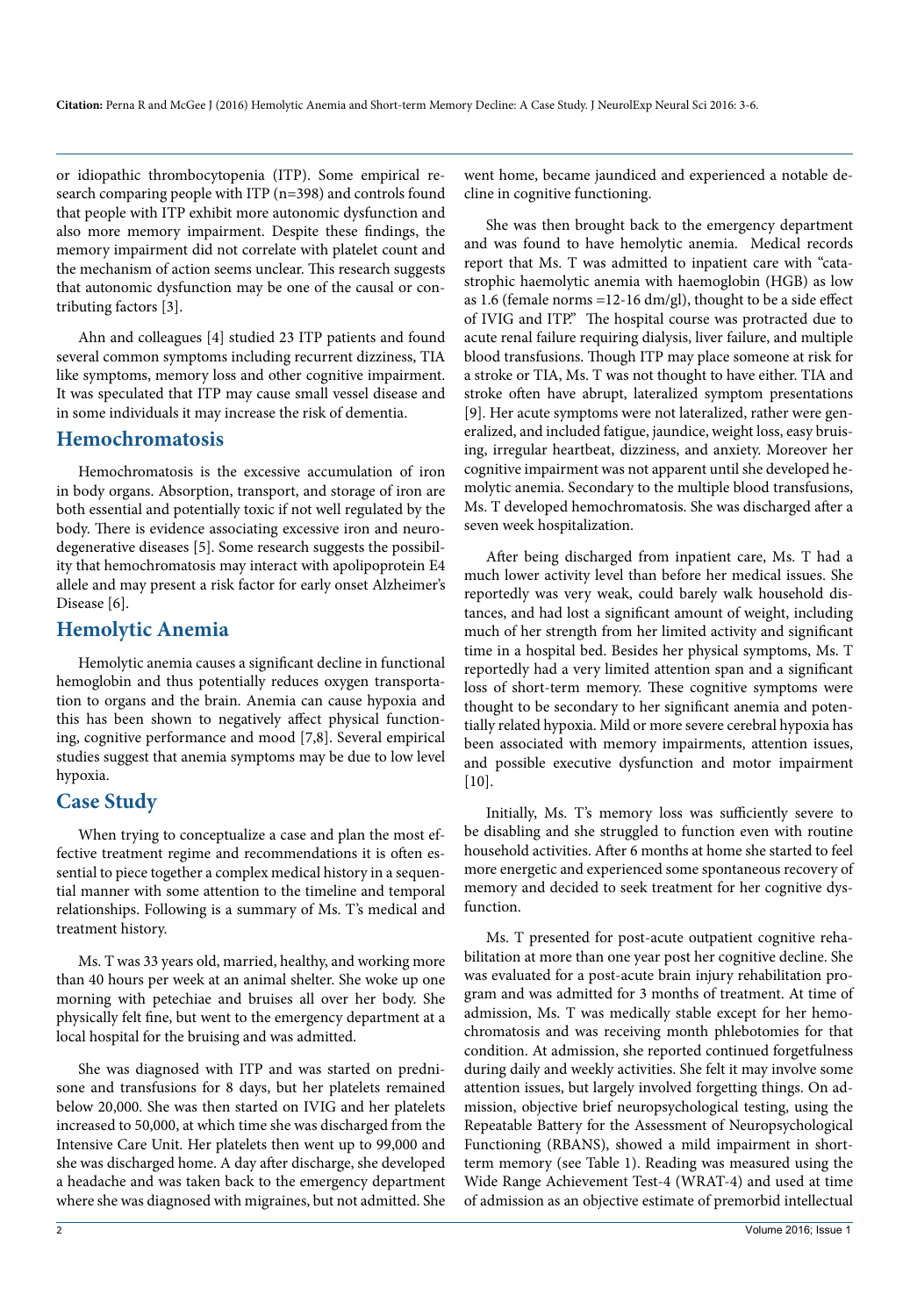or idiopathic thrombocytopenia (ITP). Some empirical research comparing people with ITP (n=398) and controls found that people with ITP exhibit more autonomic dysfunction and also more memory impairment. Despite these findings, the memory impairment did not correlate with platelet count and the mechanism of action seems unclear. This research suggests that autonomic dysfunction may be one of the causal or contributing factors [3].

Ahn and colleagues [4] studied 23 ITP patients and found several common symptoms including recurrent dizziness, TIA like symptoms, memory loss and other cognitive impairment. It was speculated that ITP may cause small vessel disease and in some individuals it may increase the risk of dementia.

## Hemochromatosis

Hemochromatosis is the excessive accumulation of iron in body organs. Absorption, transport, and storage of iron are both essential and potentially toxic if not well regulated by the body. There is evidence associating excessive iron and neurodegenerative diseases [5]. Some research suggests the possibility that hemochromatosis may interact with apolipoprotein E4 allele and may present a risk factor for early onset Alzheimer's Disease [6].

## Hemolytic Anemia

Hemolytic anemia causes a significant decline in functional hemoglobin and thus potentially reduces oxygen transportation to organs and the brain. Anemia can cause hypoxia and this has been shown to negatively affect physical functioning, cognitive performance and mood [7,8]. Several empirical studies suggest that anemia symptoms may be due to low level hypoxia.

## Case Study

When trying to conceptualize a case and plan the most effective treatment regime and recommendations it is often essential to piece together a complex medical history in a sequential manner with some attention to the timeline and temporal relationships. Following is a summary of Ms. T's medical and treatment history.

Ms. T was 33 years old, married, healthy, and working more than 40 hours per week at an animal shelter. She woke up one morning with petechiae and bruises all over her body. She physically felt fine, but went to the emergency department at a local hospital for the bruising and was admitted.

She was diagnosed with ITP and was started on prednisone and transfusions for 8 days, but her platelets remained below 20,000. She was then started on IVIG and her platelets increased to 50,000, at which time she was discharged from the Intensive Care Unit. Her platelets then went up to 99,000 and she was discharged home. A day after discharge, she developed a headache and was taken back to the emergency department where she was diagnosed with migraines, but not admitted. She went home, became jaundiced and experienced a notable decline in cognitive functioning.

She was then brought back to the emergency department and was found to have hemolytic anemia. Medical records report that Ms. T was admitted to inpatient care with "catastrophic haemolytic anemia with haemoglobin (HGB) as low as 1.6 (female norms =12-16 dm/gl), thought to be a side effect of IVIG and ITP." The hospital course was protracted due to acute renal failure requiring dialysis, liver failure, and multiple blood transfusions. Though ITP may place someone at risk for a stroke or TIA, Ms. T was not thought to have either. TIA and stroke often have abrupt, lateralized symptom presentations [9]. Her acute symptoms were not lateralized, rather were generalized, and included fatigue, jaundice, weight loss, easy bruising, irregular heartbeat, dizziness, and anxiety. Moreover her cognitive impairment was not apparent until she developed hemolytic anemia. Secondary to the multiple blood transfusions, Ms. T developed hemochromatosis. She was discharged after a seven week hospitalization.

After being discharged from inpatient care, Ms. T had a much lower activity level than before her medical issues. She reportedly was very weak, could barely walk household distances, and had lost a significant amount of weight, including much of her strength from her limited activity and significant time in a hospital bed. Besides her physical symptoms, Ms. T reportedly had a very limited attention span and a significant loss of short-term memory. These cognitive symptoms were thought to be secondary to her significant anemia and potentially related hypoxia. Mild or more severe cerebral hypoxia has been associated with memory impairments, attention issues, and possible executive dysfunction and motor impairment [10].

Initially, Ms. T's memory loss was sufficiently severe to be disabling and she struggled to function even with routine household activities. After 6 months at home she started to feel more energetic and experienced some spontaneous recovery of memory and decided to seek treatment for her cognitive dysfunction.

Ms. T presented for post-acute outpatient cognitive rehabilitation at more than one year post her cognitive decline. She was evaluated for a post-acute brain injury rehabilitation program and was admitted for 3 months of treatment. At time of admission, Ms. T was medically stable except for her hemochromatosis and was receiving month phlebotomies for that condition. At admission, she reported continued forgetfulness during daily and weekly activities. She felt it may involve some attention issues, but largely involved forgetting things. On admission, objective brief neuropsychological testing, using the Repeatable Battery for the Assessment of Neuropsychological Functioning (RBANS), showed a mild impairment in short-term memory (see Table 1). Reading was measured using the Wide Range Achievement Test-4 (WRAT-4) and used at time of admission as an objective estimate of premorbid intellectual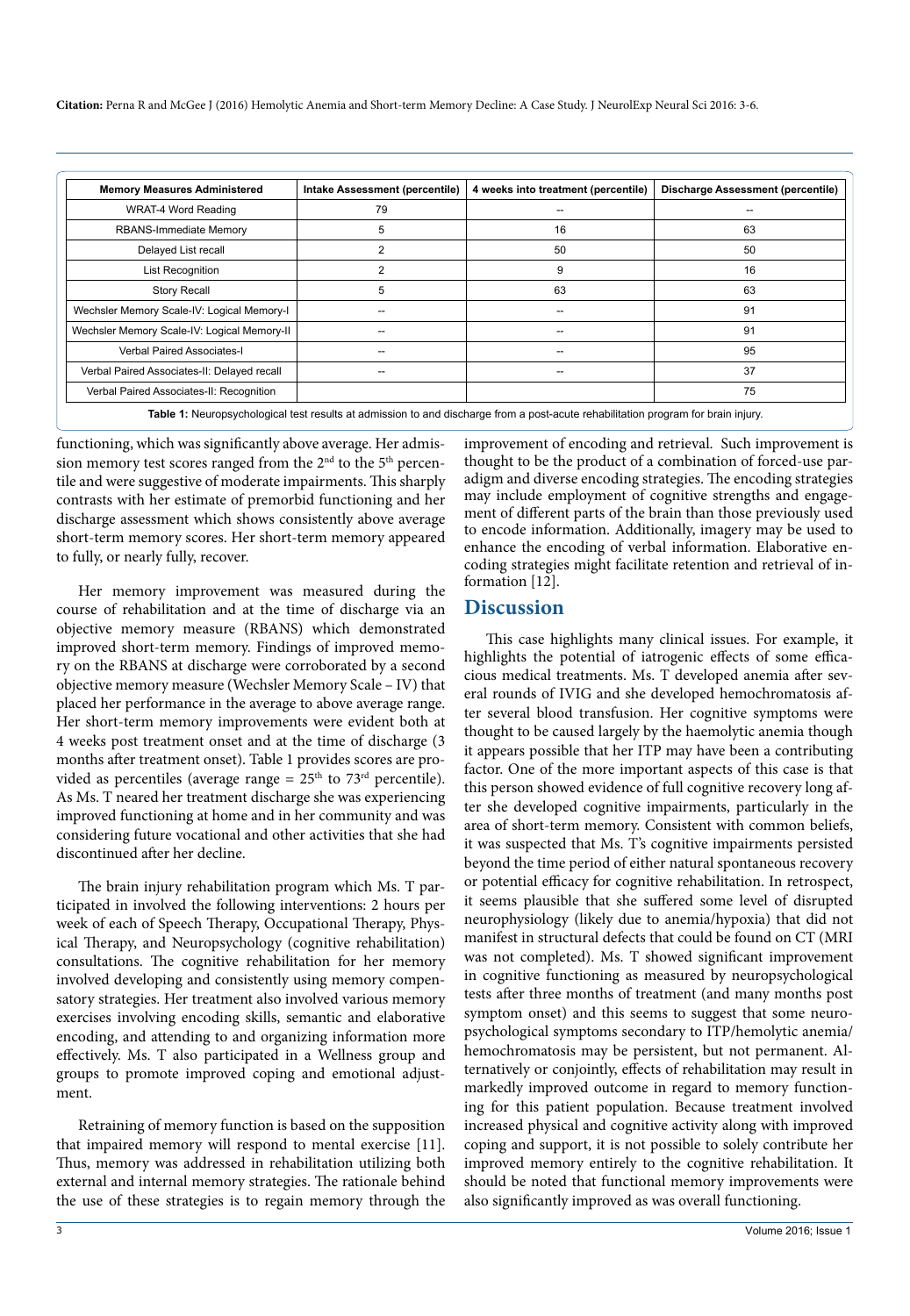| Memory Measures Administered | Intake Assessment (percentile) | 4 weeks into treatment (percentile) | Discharge Assessment (percentile) |
|---|---|---|---|
| WRAT-4 Word Reading | 79 | -- | -- |
| RBANS-Immediate Memory | 5 | 16 | 63 |
| Delayed List recall | 2 | 50 | 50 |
| List Recognition | 2 | 9 | 16 |
| Story Recall | 5 | 63 | 63 |
| Wechsler Memory Scale-IV: Logical Memory-I | -- | -- | 91 |
| Wechsler Memory Scale-IV: Logical Memory-II | -- | -- | 91 |
| Verbal Paired Associates-I | -- | -- | 95 |
| Verbal Paired Associates-II: Delayed recall | -- | -- | 37 |
| Verbal Paired Associates-II: Recognition | | | 75 |

**Table 1:** Neuropsychological test results at admission to and discharge from a post-acute rehabilitation program for brain injury.

functioning, which was significantly above average. Her admission memory test scores ranged from the 2nd to the 5th percentile and were suggestive of moderate impairments. This sharply contrasts with her estimate of premorbid functioning and her discharge assessment which shows consistently above average short-term memory scores. Her short-term memory appeared to fully, or nearly fully, recover.

Her memory improvement was measured during the course of rehabilitation and at the time of discharge via an objective memory measure (RBANS) which demonstrated improved short-term memory. Findings of improved memory on the RBANS at discharge were corroborated by a second objective memory measure (Wechsler Memory Scale – IV) that placed her performance in the average to above average range. Her short-term memory improvements were evident both at 4 weeks post treatment onset and at the time of discharge (3 months after treatment onset). Table 1 provides scores are provided as percentiles (average range = 25th to 73rd percentile). As Ms. T neared her treatment discharge she was experiencing improved functioning at home and in her community and was considering future vocational and other activities that she had discontinued after her decline.

The brain injury rehabilitation program which Ms. T participated in involved the following interventions: 2 hours per week of each of Speech Therapy, Occupational Therapy, Physical Therapy, and Neuropsychology (cognitive rehabilitation) consultations. The cognitive rehabilitation for her memory involved developing and consistently using memory compensatory strategies. Her treatment also involved various memory exercises involving encoding skills, semantic and elaborative encoding, and attending to and organizing information more effectively. Ms. T also participated in a Wellness group and groups to promote improved coping and emotional adjustment.

Retraining of memory function is based on the supposition that impaired memory will respond to mental exercise [11]. Thus, memory was addressed in rehabilitation utilizing both external and internal memory strategies. The rationale behind the use of these strategies is to regain memory through the improvement of encoding and retrieval. Such improvement is thought to be the product of a combination of forced-use paradigm and diverse encoding strategies. The encoding strategies may include employment of cognitive strengths and engagement of different parts of the brain than those previously used to encode information. Additionally, imagery may be used to enhance the encoding of verbal information. Elaborative encoding strategies might facilitate retention and retrieval of information [12].

## Discussion

This case highlights many clinical issues. For example, it highlights the potential of iatrogenic effects of some efficacious medical treatments. Ms. T developed anemia after several rounds of IVIG and she developed hemochromatosis after several blood transfusion. Her cognitive symptoms were thought to be caused largely by the haemolytic anemia though it appears possible that her ITP may have been a contributing factor. One of the more important aspects of this case is that this person showed evidence of full cognitive recovery long after she developed cognitive impairments, particularly in the area of short-term memory. Consistent with common beliefs, it was suspected that Ms. T's cognitive impairments persisted beyond the time period of either natural spontaneous recovery or potential efficacy for cognitive rehabilitation. In retrospect, it seems plausible that she suffered some level of disrupted neurophysiology (likely due to anemia/hypoxia) that did not manifest in structural defects that could be found on CT (MRI was not completed). Ms. T showed significant improvement in cognitive functioning as measured by neuropsychological tests after three months of treatment (and many months post symptom onset) and this seems to suggest that some neuropsychological symptoms secondary to ITP/hemolytic anemia/hemochromatosis may be persistent, but not permanent. Alternatively or conjointly, effects of rehabilitation may result in markedly improved outcome in regard to memory functioning for this patient population. Because treatment involved increased physical and cognitive activity along with improved coping and support, it is not possible to solely contribute her improved memory entirely to the cognitive rehabilitation. It should be noted that functional memory improvements were also significantly improved as was overall functioning.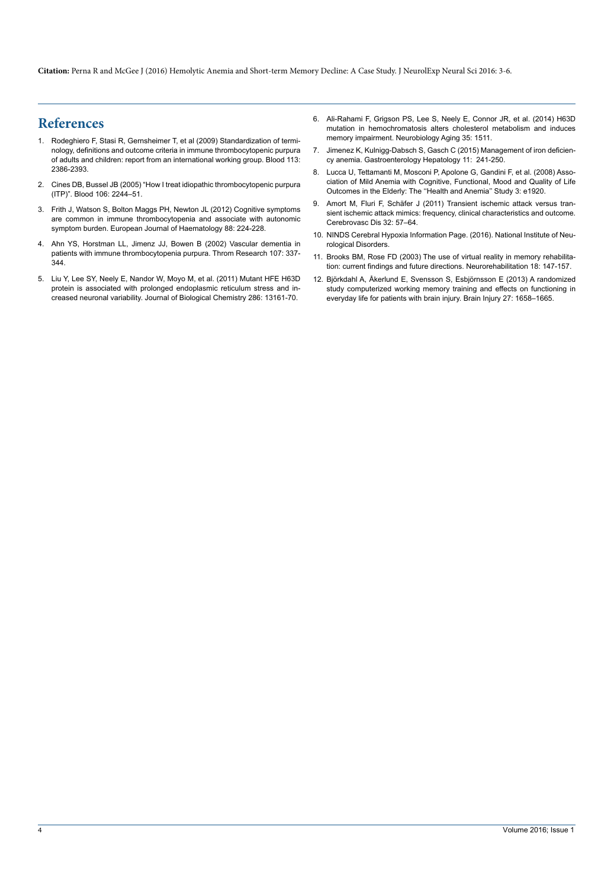# References

1. Rodeghiero F, Stasi R, Gernsheimer T, et al (2009) Standardization of terminology, definitions and outcome criteria in immune thrombocytopenic purpura of adults and children: report from an international working group. Blood 113: 2386-2393.
2. Cines DB, Bussel JB (2005) "How I treat idiopathic thrombocytopenic purpura (ITP)". Blood 106: 2244–51.
3. Frith J, Watson S, Bolton Maggs PH, Newton JL (2012) Cognitive symptoms are common in immune thrombocytopenia and associate with autonomic symptom burden. European Journal of Haematology 88: 224-228.
4. Ahn YS, Horstman LL, Jimenz JJ, Bowen B (2002) Vascular dementia in patients with immune thrombocytopenia purpura. Throm Research 107: 337-344.
5. Liu Y, Lee SY, Neely E, Nandor W, Moyo M, et al. (2011) Mutant HFE H63D protein is associated with prolonged endoplasmic reticulum stress and increased neuronal variability. Journal of Biological Chemistry 286: 13161-70.
6. Ali-Rahami F, Grigson PS, Lee S, Neely E, Connor JR, et al. (2014) H63D mutation in hemochromatosis alters cholesterol metabolism and induces memory impairment. Neurobiology Aging 35: 1511.
7. Jimenez K, Kulnigg-Dabsch S, Gasch C (2015) Management of iron deficiency anemia. Gastroenterology Hepatology 11: 241-250.
8. Lucca U, Tettamanti M, Mosconi P, Apolone G, Gandini F, et al. (2008) Association of Mild Anemia with Cognitive, Functional, Mood and Quality of Life Outcomes in the Elderly: The "Health and Anemia" Study 3: e1920.
9. Amort M, Fluri F, Schäfer J (2011) Transient ischemic attack versus transient ischemic attack mimics: frequency, clinical characteristics and outcome. Cerebrovasc Dis 32: 57–64.
10. NINDS Cerebral Hypoxia Information Page. (2016). National Institute of Neurological Disorders.
11. Brooks BM, Rose FD (2003) The use of virtual reality in memory rehabilitation: current findings and future directions. Neurorehabilitation 18: 147-157.
12. Björkdahl A, Åkerlund E, Svensson S, Esbjörnsson E (2013) A randomized study computerized working memory training and effects on functioning in everyday life for patients with brain injury. Brain Injury 27: 1658–1665.